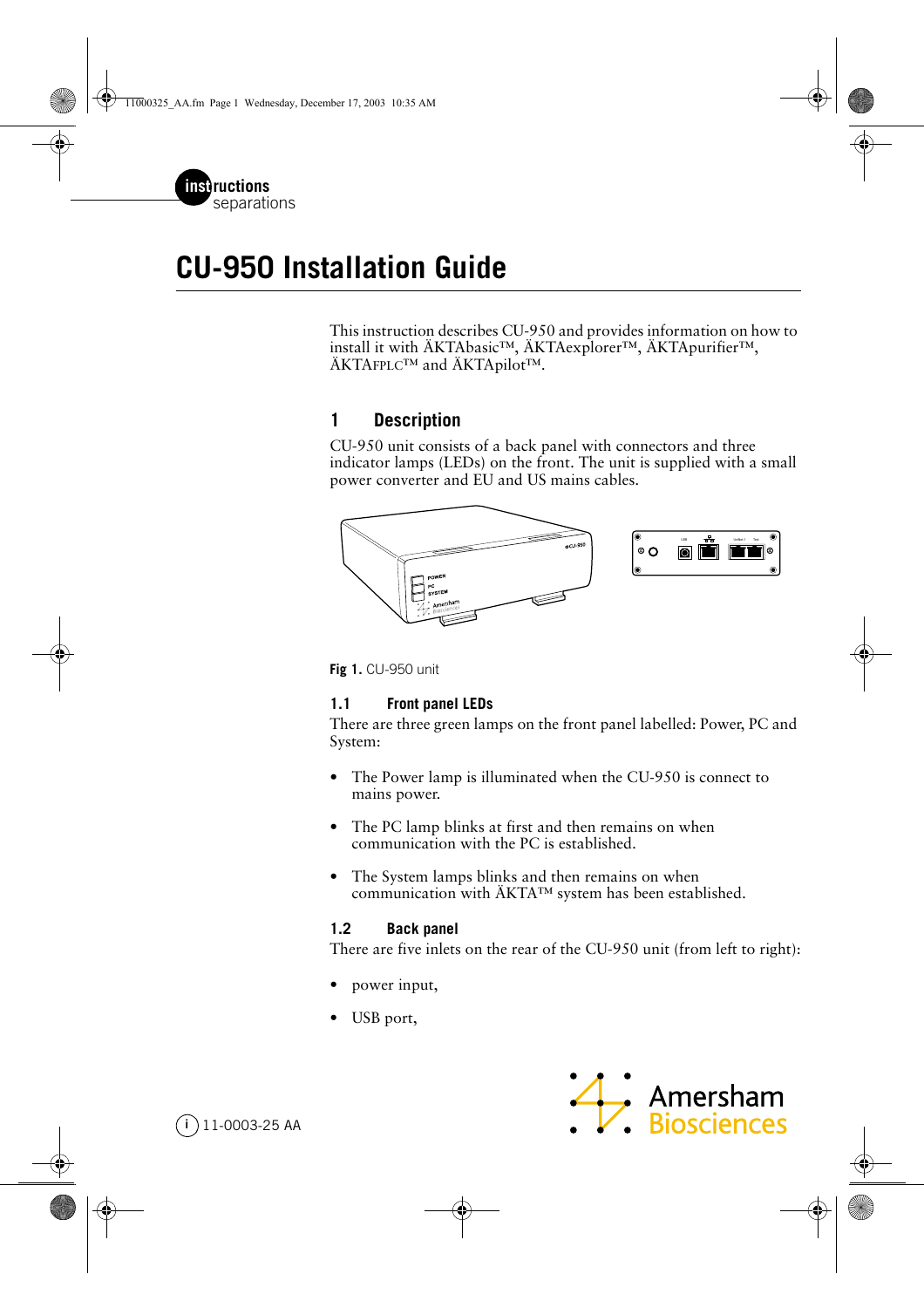instructions
separations

# CU-950 Installation Guide

This instruction describes CU-950 and provides information on how to install it with ÄKTAbasic™, ÄKTAexplorer™, ÄKTApurifier™, ÄKTAFPLC™ and ÄKTApilot™.

## 1 Description

CU-950 unit consists of a back panel with connectors and three indicator lamps (LEDs) on the front. The unit is supplied with a small power converter and EU and US mains cables.

**Fig 1.** CU-950 unit

### 1.1 Front panel LEDs

There are three green lamps on the front panel labelled: Power, PC and System:

- The Power lamp is illuminated when the CU-950 is connect to mains power.
- The PC lamp blinks at first and then remains on when communication with the PC is established.
- The System lamps blinks and then remains on when communication with ÄKTA™ system has been established.

### 1.2 Back panel

There are five inlets on the rear of the CU-950 unit (from left to right):

- power input,
- USB port,

11-0003-25 AA

Amersham Biosciences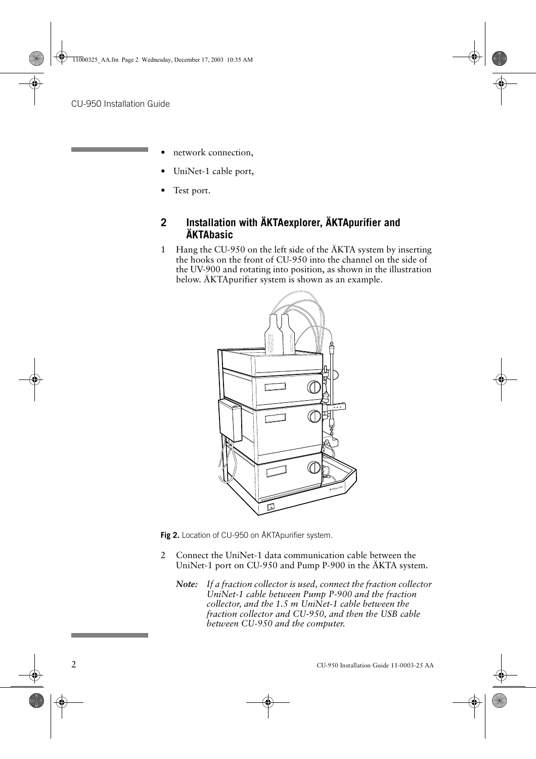- network connection,
- UniNet-1 cable port,
- Test port.

## 2 Installation with ÄKTAexplorer, ÄKTApurifier and ÄKTAbasic

1. Hang the CU-950 on the left side of the ÄKTA system by inserting the hooks on the front of CU-950 into the channel on the side of the UV-900 and rotating into position, as shown in the illustration below. ÄKTApurifier system is shown as an example.

**Fig 2.** Location of CU-950 on ÄKTApurifier system.

2. Connect the UniNet-1 data communication cable between the UniNet-1 port on CU-950 and Pump P-900 in the ÄKTA system.

   ***Note:*** *If a fraction collector is used, connect the fraction collector UniNet-1 cable between Pump P-900 and the fraction collector, and the 1.5 m UniNet-1 cable between the fraction collector and CU-950, and then the USB cable between CU-950 and the computer.*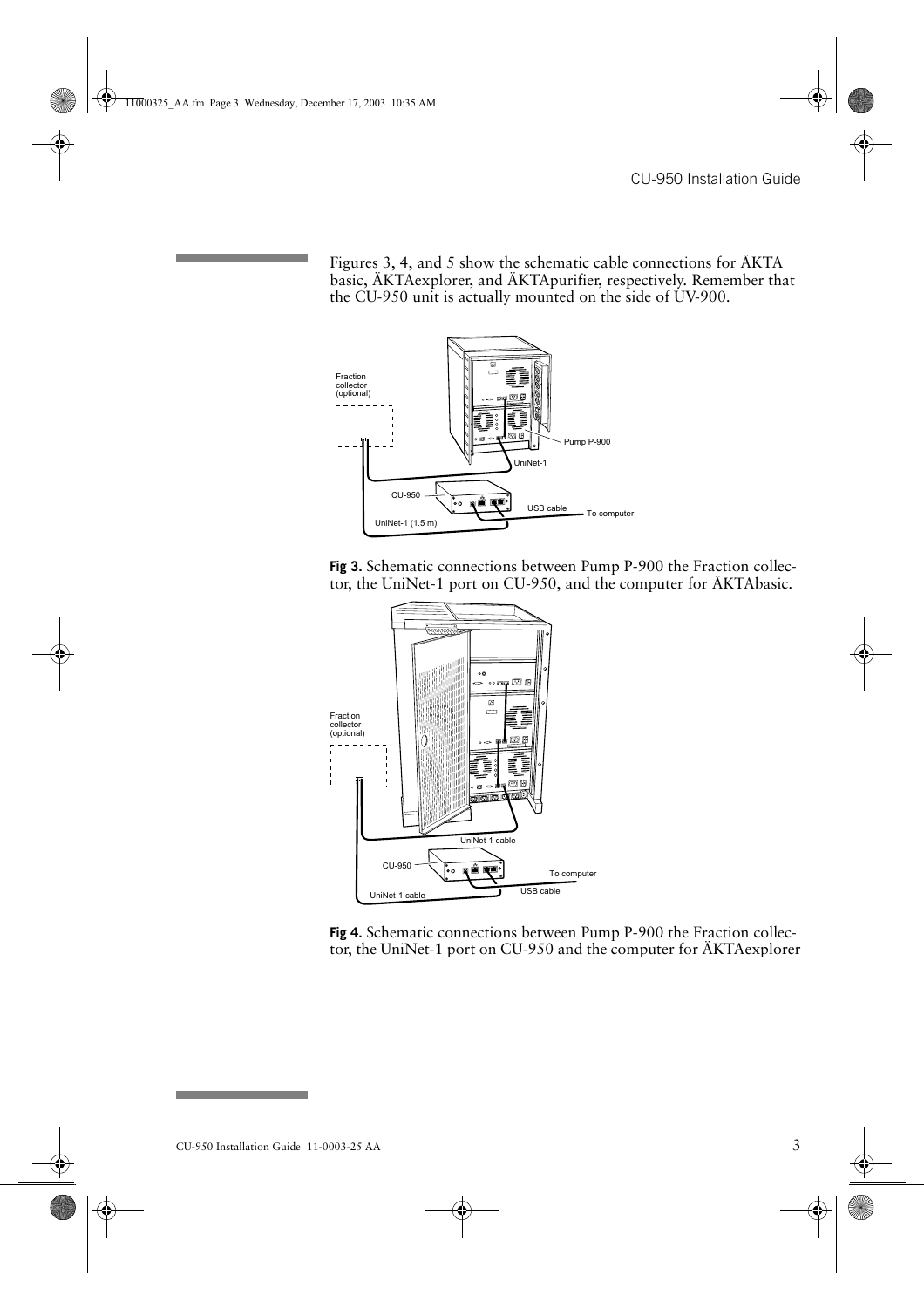Figures 3, 4, and 5 show the schematic cable connections for ÄKTA basic, ÄKTAexplorer, and ÄKTApurifier, respectively. Remember that the CU-950 unit is actually mounted on the side of UV-900.

**Fig 3.** Schematic connections between Pump P-900 the Fraction collector, the UniNet-1 port on CU-950, and the computer for ÄKTAbasic.

**Fig 4.** Schematic connections between Pump P-900 the Fraction collector, the UniNet-1 port on CU-950 and the computer for ÄKTAexplorer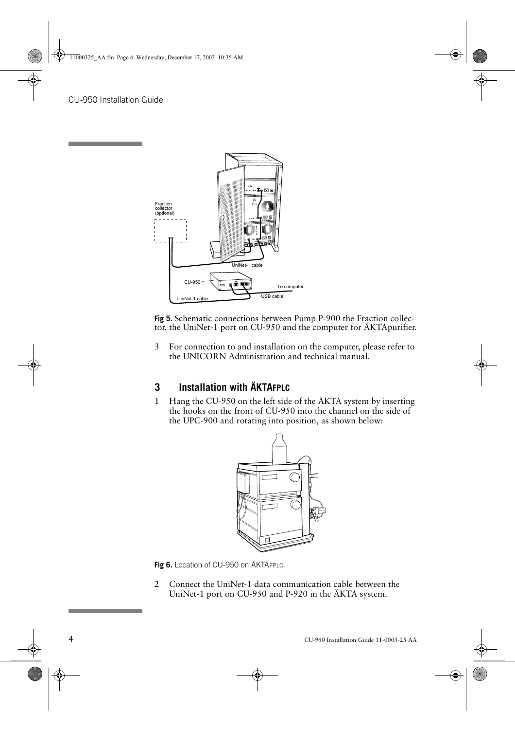Fig 5. Schematic connections between Pump P-900 the Fraction collector, the UniNet-1 port on CU-950 and the computer for ÄKTApurifier.

3 For connection to and installation on the computer, please refer to the UNICORN Administration and technical manual.

## 3 Installation with ÄKTAFPLC

1 Hang the CU-950 on the left side of the ÄKTA system by inserting the hooks on the front of CU-950 into the channel on the side of the UPC-900 and rotating into position, as shown below:

Fig 6. Location of CU-950 on ÄKTAFPLC.

2 Connect the UniNet-1 data communication cable between the UniNet-1 port on CU-950 and P-920 in the ÄKTA system.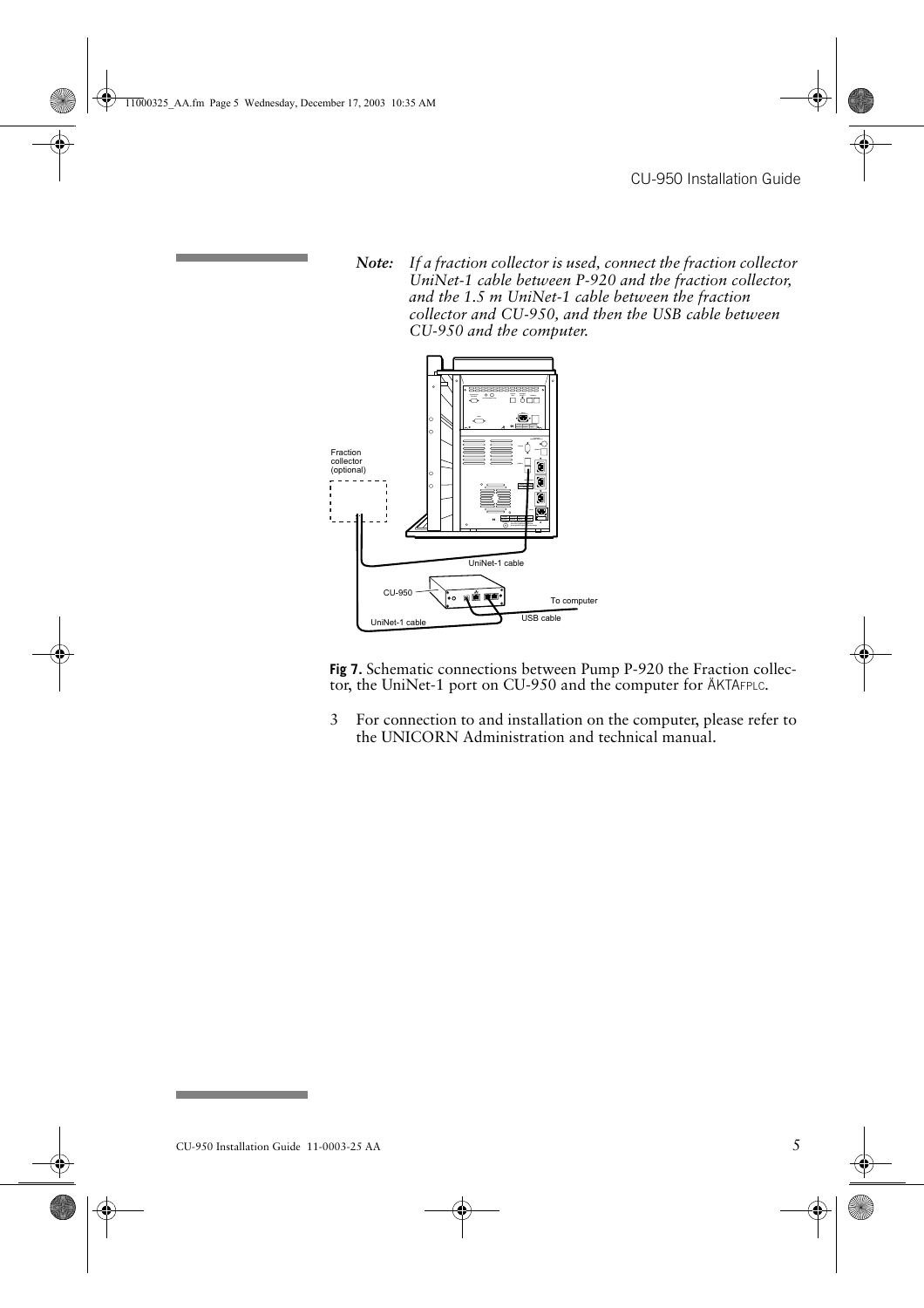*Note: If a fraction collector is used, connect the fraction collector UniNet-1 cable between P-920 and the fraction collector, and the 1.5 m UniNet-1 cable between the fraction collector and CU-950, and then the USB cable between CU-950 and the computer.*

**Fig 7.** Schematic connections between Pump P-920 the Fraction collector, the UniNet-1 port on CU-950 and the computer for ÄKTAFPLC.

3 For connection to and installation on the computer, please refer to the UNICORN Administration and technical manual.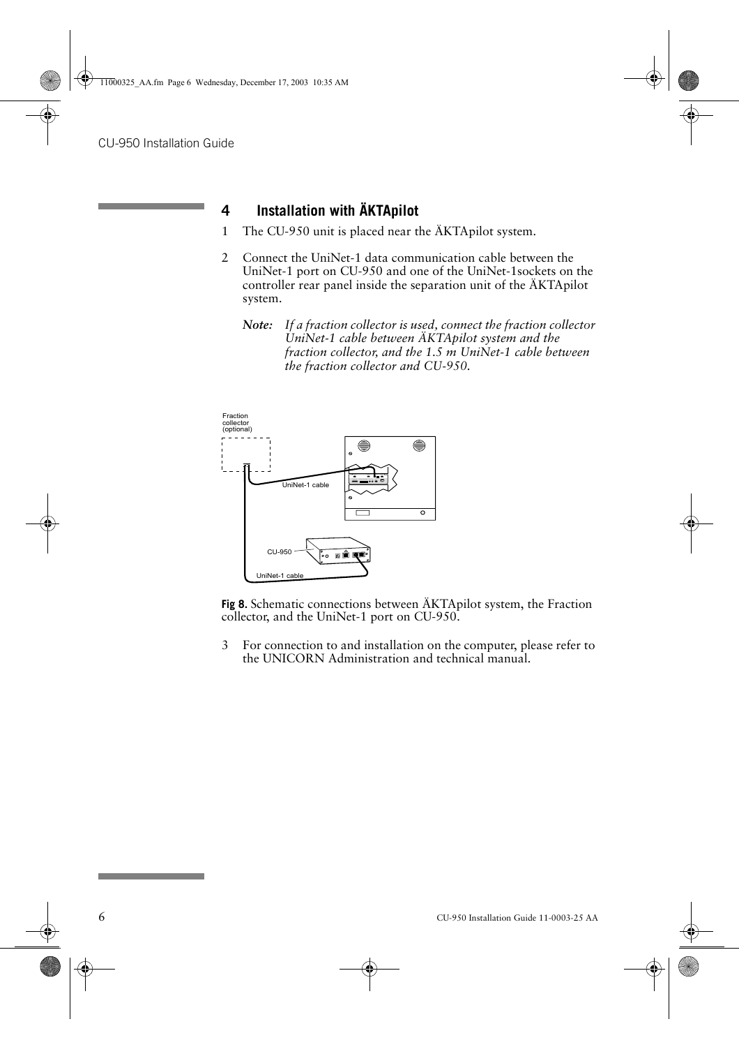## 4 Installation with ÄKTApilot

1. The CU-950 unit is placed near the ÄKTApilot system.

2. Connect the UniNet-1 data communication cable between the UniNet-1 port on CU-950 and one of the UniNet-1sockets on the controller rear panel inside the separation unit of the ÄKTApilot system.

   ***Note:*** *If a fraction collector is used, connect the fraction collector UniNet-1 cable between ÄKTApilot system and the fraction collector, and the 1.5 m UniNet-1 cable between the fraction collector and CU-950.*

**Fig 8.** Schematic connections between ÄKTApilot system, the Fraction collector, and the UniNet-1 port on CU-950.

3. For connection to and installation on the computer, please refer to the UNICORN Administration and technical manual.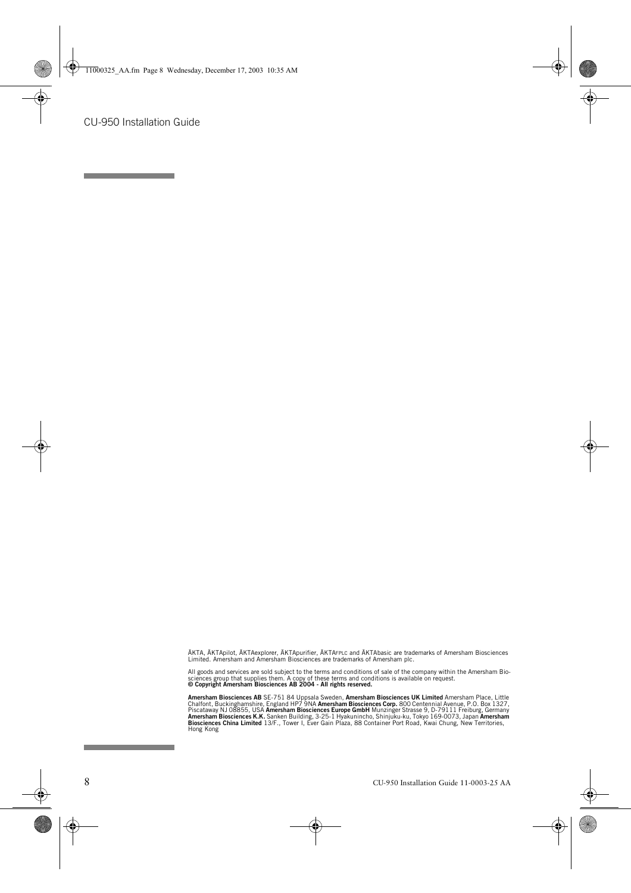ÄKTA, ÄKTApilot, ÄKTAexplorer, ÄKTApurifier, ÄKTAFPLC and ÄKTAbasic are trademarks of Amersham Biosciences Limited. Amersham and Amersham Biosciences are trademarks of Amersham plc.

All goods and services are sold subject to the terms and conditions of sale of the company within the Amersham Biosciences group that supplies them. A copy of these terms and conditions is available on request.
**© Copyright Amersham Biosciences AB 2004 - All rights reserved.**

**Amersham Biosciences AB** SE-751 84 Uppsala Sweden, **Amersham Biosciences UK Limited** Amersham Place, Little Chalfont, Buckinghamshire, England HP7 9NA **Amersham Biosciences Corp.** 800 Centennial Avenue, P.O. Box 1327, Piscataway NJ 08855, USA **Amersham Biosciences Europe GmbH** Munzinger Strasse 9, D-79111 Freiburg, Germany **Amersham Biosciences K.K.** Sanken Building, 3-25-1 Hyakunincho, Shinjuku-ku, Tokyo 169-0073, Japan **Amersham Biosciences China Limited** 13/F., Tower I, Ever Gain Plaza, 88 Container Port Road, Kwai Chung, New Territories, Hong Kong